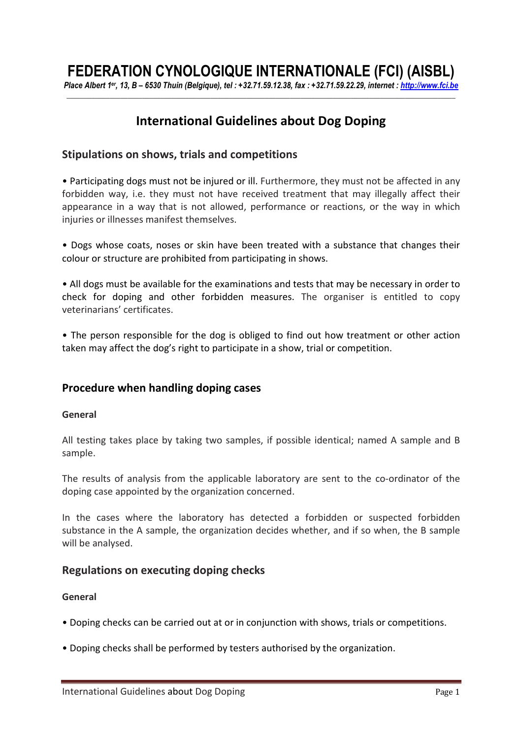# FEDERATION CYNOLOGIQUE INTERNATIONALE (FCI) (AISBL)

*Place Albert 1er, 13, B – 6530 Thuin (Belgique), tel : +32.71.59.12.38, fax : +32.71.59.22.29, internet : http://www.fci.be*

## International Guidelines about Dog Doping

### Stipulations on shows, trials and competitions

• Participating dogs must not be injured or ill. Furthermore, they must not be affected in any forbidden way, i.e. they must not have received treatment that may illegally affect their appearance in a way that is not allowed, performance or reactions, or the way in which injuries or illnesses manifest themselves.

• Dogs whose coats, noses or skin have been treated with a substance that changes their colour or structure are prohibited from participating in shows.

• All dogs must be available for the examinations and tests that may be necessary in order to check for doping and other forbidden measures. The organiser is entitled to copy veterinarians' certificates.

• The person responsible for the dog is obliged to find out how treatment or other action taken may affect the dog's right to participate in a show, trial or competition.

### Procedure when handling doping cases

**General**

All testing takes place by taking two samples, if possible identical; named A sample and B sample.

The results of analysis from the applicable laboratory are sent to the co-ordinator of the doping case appointed by the organization concerned.

In the cases where the laboratory has detected a forbidden or suspected forbidden substance in the A sample, the organization decides whether, and if so when, the B sample will be analysed.

### Regulations on executing doping checks

**General**

• Doping checks can be carried out at or in conjunction with shows, trials or competitions.

• Doping checks shall be performed by testers authorised by the organization.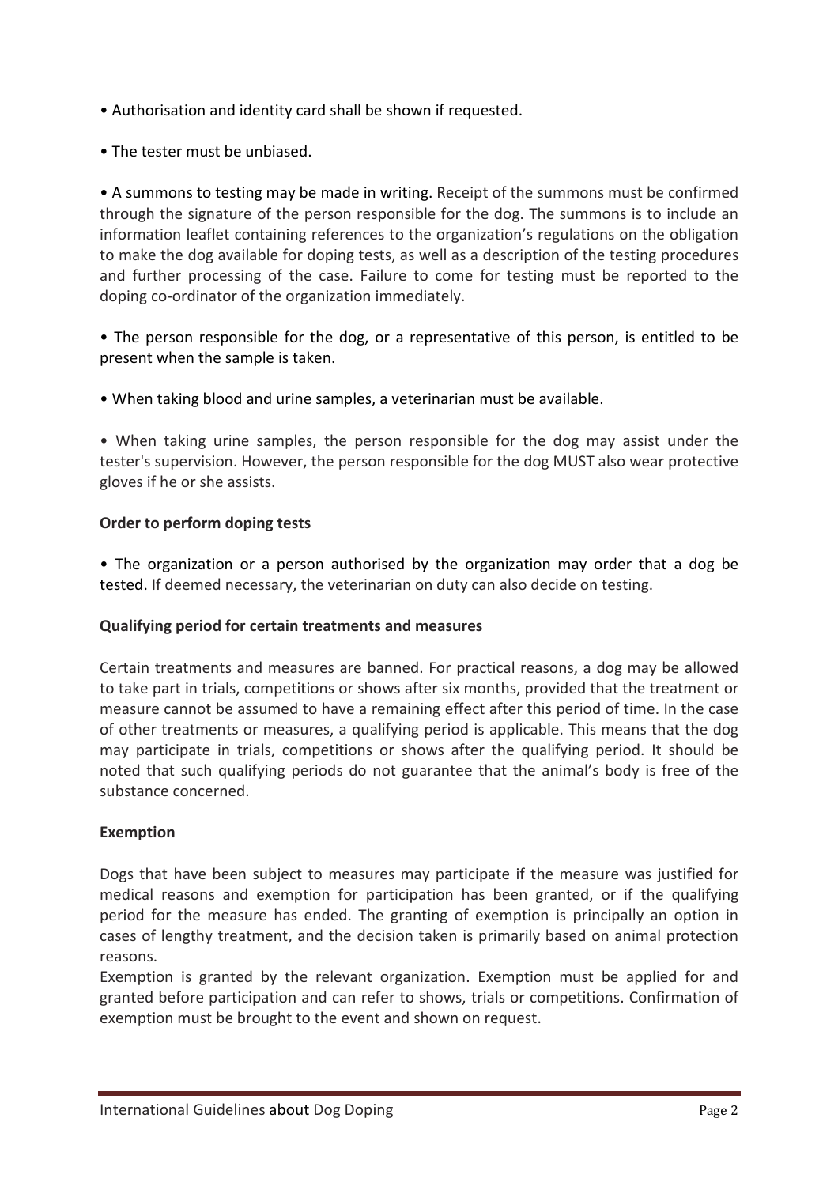- Authorisation and identity card shall be shown if requested.

- The tester must be unbiased.

- A summons to testing may be made in writing. Receipt of the summons must be confirmed through the signature of the person responsible for the dog. The summons is to include an information leaflet containing references to the organization's regulations on the obligation to make the dog available for doping tests, as well as a description of the testing procedures and further processing of the case. Failure to come for testing must be reported to the doping co-ordinator of the organization immediately.

- The person responsible for the dog, or a representative of this person, is entitled to be present when the sample is taken.

- When taking blood and urine samples, a veterinarian must be available.

- When taking urine samples, the person responsible for the dog may assist under the tester's supervision. However, the person responsible for the dog MUST also wear protective gloves if he or she assists.

**Order to perform doping tests**

- The organization or a person authorised by the organization may order that a dog be tested. If deemed necessary, the veterinarian on duty can also decide on testing.

**Qualifying period for certain treatments and measures**

Certain treatments and measures are banned. For practical reasons, a dog may be allowed to take part in trials, competitions or shows after six months, provided that the treatment or measure cannot be assumed to have a remaining effect after this period of time. In the case of other treatments or measures, a qualifying period is applicable. This means that the dog may participate in trials, competitions or shows after the qualifying period. It should be noted that such qualifying periods do not guarantee that the animal's body is free of the substance concerned.

**Exemption**

Dogs that have been subject to measures may participate if the measure was justified for medical reasons and exemption for participation has been granted, or if the qualifying period for the measure has ended. The granting of exemption is principally an option in cases of lengthy treatment, and the decision taken is primarily based on animal protection reasons.
Exemption is granted by the relevant organization. Exemption must be applied for and granted before participation and can refer to shows, trials or competitions. Confirmation of exemption must be brought to the event and shown on request.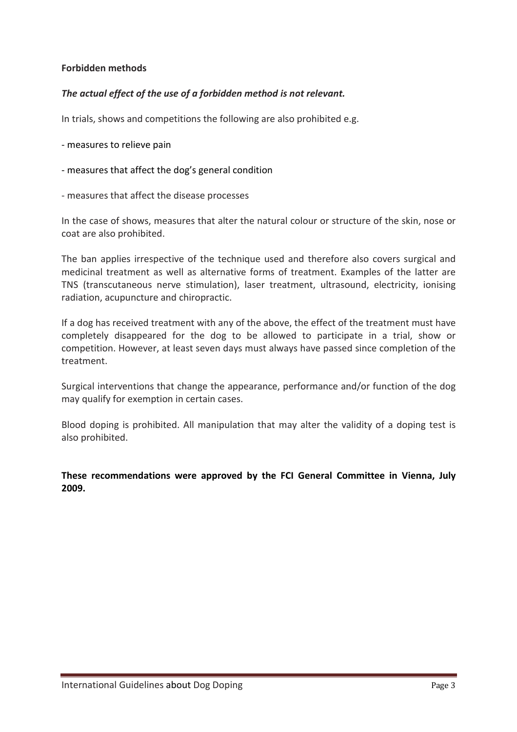**Forbidden methods**

***The actual effect of the use of a forbidden method is not relevant.***

In trials, shows and competitions the following are also prohibited e.g.

- measures to relieve pain

- measures that affect the dog's general condition

- measures that affect the disease processes

In the case of shows, measures that alter the natural colour or structure of the skin, nose or coat are also prohibited.

The ban applies irrespective of the technique used and therefore also covers surgical and medicinal treatment as well as alternative forms of treatment. Examples of the latter are TNS (transcutaneous nerve stimulation), laser treatment, ultrasound, electricity, ionising radiation, acupuncture and chiropractic.

If a dog has received treatment with any of the above, the effect of the treatment must have completely disappeared for the dog to be allowed to participate in a trial, show or competition. However, at least seven days must always have passed since completion of the treatment.

Surgical interventions that change the appearance, performance and/or function of the dog may qualify for exemption in certain cases.

Blood doping is prohibited. All manipulation that may alter the validity of a doping test is also prohibited.

**These recommendations were approved by the FCI General Committee in Vienna, July 2009.**